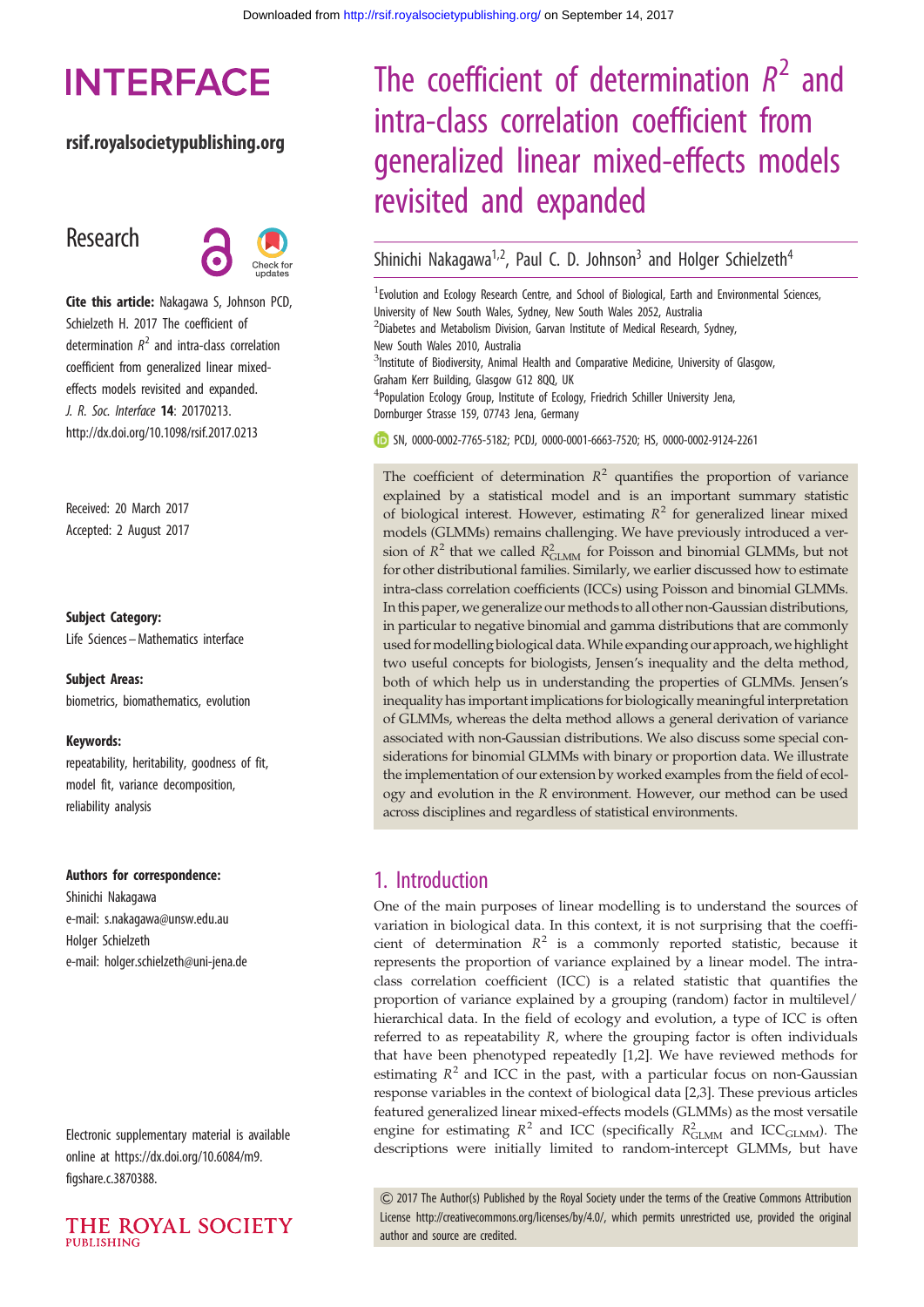# The coefficient of determination $R^2$ and intra-class correlation coefficient from generalized linear mixed-effects models revisited and expanded

Shinichi Nakagawa[1,2], Paul C. D. Johnson[3] and Holger Schielzeth[4]

[1]Evolution and Ecology Research Centre, and School of Biological, Earth and Environmental Sciences, University of New South Wales, Sydney, New South Wales 2052, Australia
[2]Diabetes and Metabolism Division, Garvan Institute of Medical Research, Sydney, New South Wales 2010, Australia
[3]Institute of Biodiversity, Animal Health and Comparative Medicine, University of Glasgow, Graham Kerr Building, Glasgow G12 8QQ, UK
[4]Population Ecology Group, Institute of Ecology, Friedrich Schiller University Jena, Dornburger Strasse 159, 07743 Jena, Germany

SN, 0000-0002-7765-5182; PCDJ, 0000-0001-6663-7520; HS, 0000-0002-9124-2261

Research

**Cite this article:** Nakagawa S, Johnson PCD, Schielzeth H. 2017 The coefficient of determination $R^2$ and intra-class correlation coefficient from generalized linear mixed-effects models revisited and expanded. *J. R. Soc. Interface* **14**: 20170213. http://dx.doi.org/10.1098/rsif.2017.0213

Received: 20 March 2017
Accepted: 2 August 2017

**Subject Category:**
Life Sciences – Mathematics interface

**Subject Areas:**
biometrics, biomathematics, evolution

**Keywords:**
repeatability, heritability, goodness of fit, model fit, variance decomposition, reliability analysis

**Authors for correspondence:**
Shinichi Nakagawa
e-mail: s.nakagawa@unsw.edu.au
Holger Schielzeth
e-mail: holger.schielzeth@uni-jena.de

Electronic supplementary material is available online at https://dx.doi.org/10.6084/m9.figshare.c.3870388.

The coefficient of determination $R^2$ quantifies the proportion of variance explained by a statistical model and is an important summary statistic of biological interest. However, estimating $R^2$ for generalized linear mixed models (GLMMs) remains challenging. We have previously introduced a version of $R^2$ that we called $R^2_{\text{GLMM}}$ for Poisson and binomial GLMMs, but not for other distributional families. Similarly, we earlier discussed how to estimate intra-class correlation coefficients (ICCs) using Poisson and binomial GLMMs. In this paper, we generalize our methods to all other non-Gaussian distributions, in particular to negative binomial and gamma distributions that are commonly used for modelling biological data. While expanding our approach, we highlight two useful concepts for biologists, Jensen's inequality and the delta method, both of which help us in understanding the properties of GLMMs. Jensen's inequality has important implications for biologically meaningful interpretation of GLMMs, whereas the delta method allows a general derivation of variance associated with non-Gaussian distributions. We also discuss some special considerations for binomial GLMMs with binary or proportion data. We illustrate the implementation of our extension by worked examples from the field of ecology and evolution in the R environment. However, our method can be used across disciplines and regardless of statistical environments.

## 1. Introduction

One of the main purposes of linear modelling is to understand the sources of variation in biological data. In this context, it is not surprising that the coefficient of determination $R^2$ is a commonly reported statistic, because it represents the proportion of variance explained by a linear model. The intra-class correlation coefficient (ICC) is a related statistic that quantifies the proportion of variance explained by a grouping (random) factor in multilevel/hierarchical data. In the field of ecology and evolution, a type of ICC is often referred to as repeatability $R$, where the grouping factor is often individuals that have been phenotyped repeatedly [1,2]. We have reviewed methods for estimating $R^2$ and ICC in the past, with a particular focus on non-Gaussian response variables in the context of biological data [2,3]. These previous articles featured generalized linear mixed-effects models (GLMMs) as the most versatile engine for estimating $R^2$ and ICC (specifically $R^2_{\text{GLMM}}$ and $\text{ICC}_{\text{GLMM}}$). The descriptions were initially limited to random-intercept GLMMs, but have

© 2017 The Author(s) Published by the Royal Society under the terms of the Creative Commons Attribution License http://creativecommons.org/licenses/by/4.0/, which permits unrestricted use, provided the original author and source are credited.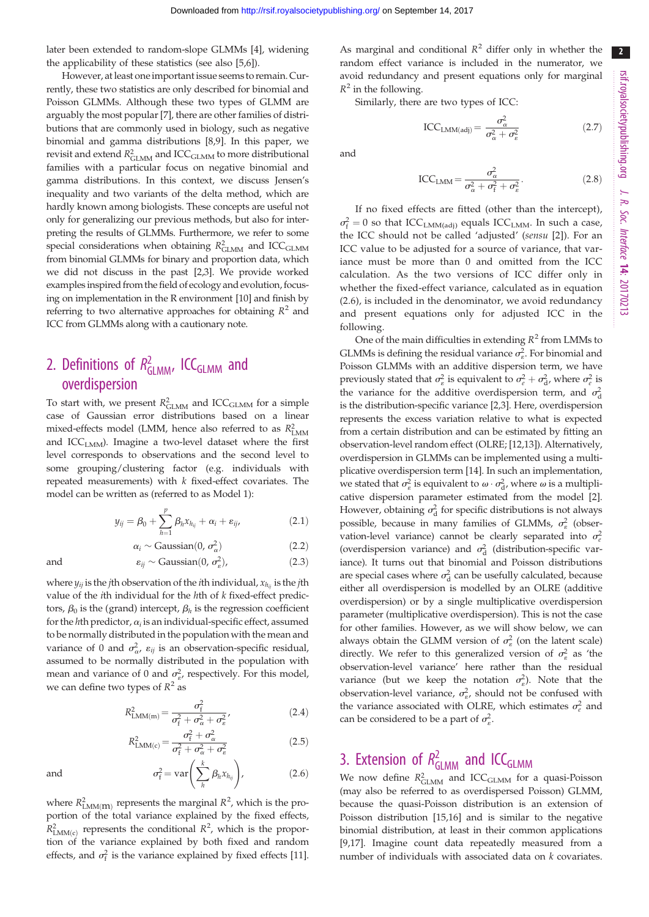later been extended to random-slope GLMMs [4], widening the applicability of these statistics (see also [5,6]).

However, at least one important issue seems to remain. Currently, these two statistics are only described for binomial and Poisson GLMMs. Although these two types of GLMM are arguably the most popular [7], there are other families of distributions that are commonly used in biology, such as negative binomial and gamma distributions [8,9]. In this paper, we revisit and extend $R^2_{\text{GLMM}}$ and $\text{ICC}_{\text{GLMM}}$ to more distributional families with a particular focus on negative binomial and gamma distributions. In this context, we discuss Jensen's inequality and two variants of the delta method, which are hardly known among biologists. These concepts are useful not only for generalizing our previous methods, but also for interpreting the results of GLMMs. Furthermore, we refer to some special considerations when obtaining $R^2_{\text{GLMM}}$ and $\text{ICC}_{\text{GLMM}}$ from binomial GLMMs for binary and proportion data, which we did not discuss in the past [2,3]. We provide worked examples inspired from the field of ecology and evolution, focusing on implementation in the R environment [10] and finish by referring to two alternative approaches for obtaining $R^2$ and ICC from GLMMs along with a cautionary note.

## 2. Definitions of $R^2_{\text{GLMM}}$, $\text{ICC}_{\text{GLMM}}$ and overdispersion

To start with, we present $R^2_{\text{GLMM}}$ and $\text{ICC}_{\text{GLMM}}$ for a simple case of Gaussian error distributions based on a linear mixed-effects model (LMM, hence also referred to as $R^2_{\text{LMM}}$ and $\text{ICC}_{\text{LMM}}$). Imagine a two-level dataset where the first level corresponds to observations and the second level to some grouping/clustering factor (e.g. individuals with repeated measurements) with $k$ fixed-effect covariates. The model can be written as (referred to as Model 1):

$$y_{ij} = \beta_0 + \sum_{h=1}^{p} \beta_h x_{h_{ij}} + \alpha_i + \varepsilon_{ij}, \tag{2.1}$$

$$\alpha_i \sim \text{Gaussian}(0, \sigma^2_\alpha) \tag{2.2}$$

and

$$\varepsilon_{ij} \sim \text{Gaussian}(0, \sigma^2_\varepsilon), \tag{2.3}$$

where $y_{ij}$ is the $j$th observation of the $i$th individual, $x_{h_{ij}}$ is the $j$th value of the $i$th individual for the $h$th of $k$ fixed-effect predictors, $\beta_0$ is the (grand) intercept, $\beta_h$ is the regression coefficient for the $h$th predictor, $\alpha_i$ is an individual-specific effect, assumed to be normally distributed in the population with the mean and variance of 0 and $\sigma^2_\alpha$, $\varepsilon_{ij}$ is an observation-specific residual, assumed to be normally distributed in the population with mean and variance of 0 and $\sigma^2_\varepsilon$, respectively. For this model, we can define two types of $R^2$ as

$$R^2_{\text{LMM(m)}} = \frac{\sigma^2_f}{\sigma^2_f + \sigma^2_\alpha + \sigma^2_\varepsilon}, \tag{2.4}$$

$$R^2_{\text{LMM(c)}} = \frac{\sigma^2_f + \sigma^2_\alpha}{\sigma^2_f + \sigma^2_\alpha + \sigma^2_\varepsilon} \tag{2.5}$$

and

$$\sigma^2_f = \text{var}\left(\sum_h^k \beta_h x_{h_{ij}}\right), \tag{2.6}$$

where $R^2_{\text{LMM(m)}}$ represents the marginal $R^2$, which is the proportion of the total variance explained by the fixed effects, $R^2_{\text{LMM(c)}}$ represents the conditional $R^2$, which is the proportion of the variance explained by both fixed and random effects, and $\sigma^2_f$ is the variance explained by fixed effects [11]. As marginal and conditional $R^2$ differ only in whether the random effect variance is included in the numerator, we avoid redundancy and present equations only for marginal $R^2$ in the following.

Similarly, there are two types of ICC:

$$\text{ICC}_{\text{LMM(adj)}} = \frac{\sigma^2_\alpha}{\sigma^2_\alpha + \sigma^2_\varepsilon} \tag{2.7}$$

and

$$\text{ICC}_{\text{LMM}} = \frac{\sigma^2_\alpha}{\sigma^2_\alpha + \sigma^2_f + \sigma^2_\varepsilon}. \tag{2.8}$$

If no fixed effects are fitted (other than the intercept), $\sigma^2_f = 0$ so that $\text{ICC}_{\text{LMM(adj)}}$ equals $\text{ICC}_{\text{LMM}}$. In such a case, the ICC should not be called 'adjusted' (*sensu* [2]). For an ICC value to be adjusted for a source of variance, that variance must be more than 0 and omitted from the ICC calculation. As the two versions of ICC differ only in whether the fixed-effect variance, calculated as in equation (2.6), is included in the denominator, we avoid redundancy and present equations only for adjusted ICC in the following.

One of the main difficulties in extending $R^2$ from LMMs to GLMMs is defining the residual variance $\sigma^2_\varepsilon$. For binomial and Poisson GLMMs with an additive dispersion term, we have previously stated that $\sigma^2_\varepsilon$ is equivalent to $\sigma^2_e + \sigma^2_d$, where $\sigma^2_e$ is the variance for the additive overdispersion term, and $\sigma^2_d$ is the distribution-specific variance [2,3]. Here, overdispersion represents the excess variation relative to what is expected from a certain distribution and can be estimated by fitting an observation-level random effect (OLRE; [12,13]). Alternatively, overdispersion in GLMMs can be implemented using a multiplicative overdispersion term [14]. In such an implementation, we stated that $\sigma^2_\varepsilon$ is equivalent to $\omega \cdot \sigma^2_d$, where $\omega$ is a multiplicative dispersion parameter estimated from the model [2]. However, obtaining $\sigma^2_d$ for specific distributions is not always possible, because in many families of GLMMs, $\sigma^2_\varepsilon$ (observation-level variance) cannot be clearly separated into $\sigma^2_e$ (overdispersion variance) and $\sigma^2_d$ (distribution-specific variance). It turns out that binomial and Poisson distributions are special cases where $\sigma^2_d$ can be usefully calculated, because either all overdispersion is modelled by an OLRE (additive overdispersion) or by a single multiplicative overdispersion parameter (multiplicative overdispersion). This is not the case for other families. However, as we will show below, we can always obtain the GLMM version of $\sigma^2_\varepsilon$ (on the latent scale) directly. We refer to this generalized version of $\sigma^2_\varepsilon$ as 'the observation-level variance' here rather than the residual variance (but we keep the notation $\sigma^2_\varepsilon$). Note that the observation-level variance, $\sigma^2_\varepsilon$, should not be confused with the variance associated with OLRE, which estimates $\sigma^2_e$ and can be considered to be a part of $\sigma^2_\varepsilon$.

## 3. Extension of $R^2_{\text{GLMM}}$ and $\text{ICC}_{\text{GLMM}}$

We now define $R^2_{\text{GLMM}}$ and $\text{ICC}_{\text{GLMM}}$ for a quasi-Poisson (may also be referred to as overdispersed Poisson) GLMM, because the quasi-Poisson distribution is an extension of Poisson distribution [15,16] and is similar to the negative binomial distribution, at least in their common applications [9,17]. Imagine count data repeatedly measured from a number of individuals with associated data on $k$ covariates.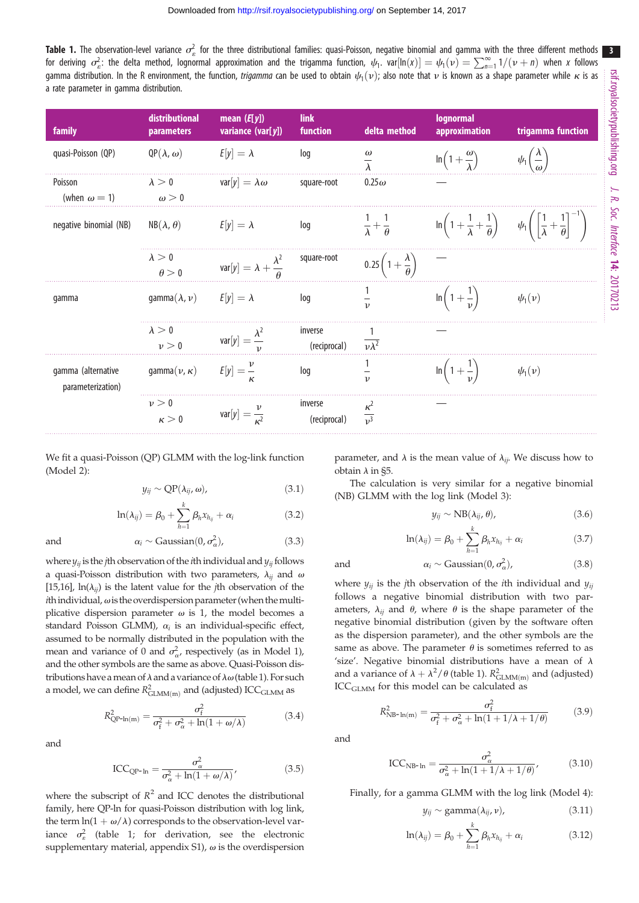**Table 1.** The observation-level variance $\sigma_\varepsilon^2$ for the three distributional families: quasi-Poisson, negative binomial and gamma with the three different methods for deriving $\sigma_\varepsilon^2$: the delta method, lognormal approximation and the trigamma function, $\psi_1$. var$[\ln(x)] = \psi_1(\nu) = \sum_{n=1}^{\infty} 1/(\nu+n)$ when $x$ follows gamma distribution. In the R environment, the function, *trigamma* can be used to obtain $\psi_1(\nu)$; also note that $\nu$ is known as a shape parameter while $\kappa$ is as a rate parameter in gamma distribution.

| family | distributional parameters | mean ($E[y]$) variance (var$[y]$) | link function | delta method | lognormal approximation | trigamma function |
|---|---|---|---|---|---|---|
| quasi-Poisson (QP) | QP$(\lambda, \omega)$ | $E[y] = \lambda$ | log | $\frac{\omega}{\lambda}$ | $\ln\left(1+\frac{\omega}{\lambda}\right)$ | $\psi_1\left(\frac{\lambda}{\omega}\right)$ |
| Poisson (when $\omega = 1$) | $\lambda > 0$ $\omega > 0$ | var$[y] = \lambda\omega$ | square-root | $0.25\omega$ | — | |
| negative binomial (NB) | NB$(\lambda, \theta)$ | $E[y] = \lambda$ | log | $\frac{1}{\lambda}+\frac{1}{\theta}$ | $\ln\left(1+\frac{1}{\lambda}+\frac{1}{\theta}\right)$ | $\psi_1\left(\left[\frac{1}{\lambda}+\frac{1}{\theta}\right]^{-1}\right)$ |
| | $\lambda > 0$ $\theta > 0$ | var$[y] = \lambda + \frac{\lambda^2}{\theta}$ | square-root | $0.25\left(1+\frac{\lambda}{\theta}\right)$ | — | |
| gamma | gamma$(\lambda, \nu)$ | $E[y] = \lambda$ | log | $\frac{1}{\nu}$ | $\ln\left(1+\frac{1}{\nu}\right)$ | $\psi_1(\nu)$ |
| | $\lambda > 0$ $\nu > 0$ | var$[y] = \frac{\lambda^2}{\nu}$ | inverse (reciprocal) | $\frac{1}{\nu\lambda^2}$ | — | |
| gamma (alternative parameterization) | gamma$(\nu, \kappa)$ | $E[y] = \frac{\nu}{\kappa}$ | log | $\frac{1}{\nu}$ | $\ln\left(1+\frac{1}{\nu}\right)$ | $\psi_1(\nu)$ |
| | $\nu > 0$ $\kappa > 0$ | var$[y] = \frac{\nu}{\kappa^2}$ | inverse (reciprocal) | $\frac{\kappa^2}{\nu^3}$ | — | |

We fit a quasi-Poisson (QP) GLMM with the log-link function (Model 2):

$$y_{ij} \sim \mathrm{QP}(\lambda_{ij}, \omega), \tag{3.1}$$

$$\ln(\lambda_{ij}) = \beta_0 + \sum_{h=1}^{k} \beta_h x_{h_{ij}} + \alpha_i \tag{3.2}$$

and

$$\alpha_i \sim \mathrm{Gaussian}(0, \sigma_\alpha^2), \tag{3.3}$$

where $y_{ij}$ is the $j$th observation of the $i$th individual and $y_{ij}$ follows a quasi-Poisson distribution with two parameters, $\lambda_{ij}$ and $\omega$ [15,16], $\ln(\lambda_{ij})$ is the latent value for the $j$th observation of the $i$th individual, $\omega$ is the overdispersion parameter (when the multiplicative dispersion parameter $\omega$ is 1, the model becomes a standard Poisson GLMM), $\alpha_i$ is an individual-specific effect, assumed to be normally distributed in the population with the mean and variance of 0 and $\sigma_\alpha^2$, respectively (as in Model 1), and the other symbols are the same as above. Quasi-Poisson distributions have a mean of $\lambda$ and a variance of $\lambda\omega$ (table 1). For such a model, we can define $R^2_{\mathrm{GLMM(m)}}$ and (adjusted) ICC$_{\mathrm{GLMM}}$ as

$$R^2_{\mathrm{QP\text{-}ln(m)}} = \frac{\sigma_f^2}{\sigma_f^2 + \sigma_\alpha^2 + \ln(1+\omega/\lambda)} \tag{3.4}$$

and

$$\mathrm{ICC}_{\mathrm{QP\text{-}ln}} = \frac{\sigma_\alpha^2}{\sigma_\alpha^2 + \ln(1+\omega/\lambda)}, \tag{3.5}$$

where the subscript of $R^2$ and ICC denotes the distributional family, here QP-ln for quasi-Poisson distribution with log link, the term $\ln(1+\omega/\lambda)$ corresponds to the observation-level variance $\sigma_\varepsilon^2$ (table 1; for derivation, see the electronic supplementary material, appendix S1), $\omega$ is the overdispersion parameter, and $\lambda$ is the mean value of $\lambda_{ij}$. We discuss how to obtain $\lambda$ in §5.

The calculation is very similar for a negative binomial (NB) GLMM with the log link (Model 3):

$$y_{ij} \sim \mathrm{NB}(\lambda_{ij}, \theta), \tag{3.6}$$

$$\ln(\lambda_{ij}) = \beta_0 + \sum_{h=1}^{k} \beta_h x_{h_{ij}} + \alpha_i \tag{3.7}$$

and

$$\alpha_i \sim \mathrm{Gaussian}(0, \sigma_\alpha^2), \tag{3.8}$$

where $y_{ij}$ is the $j$th observation of the $i$th individual and $y_{ij}$ follows a negative binomial distribution with two parameters, $\lambda_{ij}$ and $\theta$, where $\theta$ is the shape parameter of the negative binomial distribution (given by the software often as the dispersion parameter), and the other symbols are the same as above. The parameter $\theta$ is sometimes referred to as 'size'. Negative binomial distributions have a mean of $\lambda$ and a variance of $\lambda + \lambda^2/\theta$ (table 1). $R^2_{\mathrm{GLMM(m)}}$ and (adjusted) ICC$_{\mathrm{GLMM}}$ for this model can be calculated as

$$R^2_{\mathrm{NB\text{-}ln(m)}} = \frac{\sigma_f^2}{\sigma_f^2 + \sigma_\alpha^2 + \ln(1+1/\lambda+1/\theta)} \tag{3.9}$$

and

$$\mathrm{ICC}_{\mathrm{NB\text{-}ln}} = \frac{\sigma_\alpha^2}{\sigma_\alpha^2 + \ln(1+1/\lambda+1/\theta)}, \tag{3.10}$$

Finally, for a gamma GLMM with the log link (Model 4):

$$y_{ij} \sim \mathrm{gamma}(\lambda_{ij}, \nu), \tag{3.11}$$

$$\ln(\lambda_{ij}) = \beta_0 + \sum_{h=1}^{k} \beta_h x_{h_{ij}} + \alpha_i \tag{3.12}$$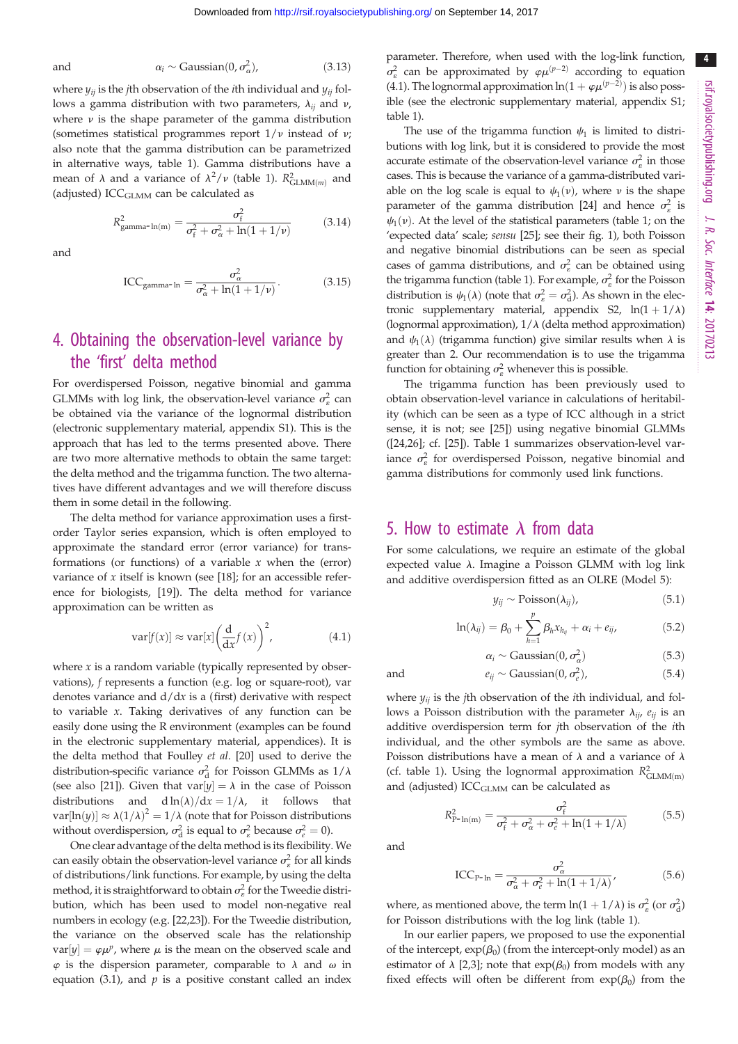and $$\alpha_i \sim \text{Gaussian}(0, \sigma_\alpha^2), \tag{3.13}$$

where $y_{ij}$ is the $j$th observation of the $i$th individual and $y_{ij}$ follows a gamma distribution with two parameters, $\lambda_{ij}$ and $\nu$, where $\nu$ is the shape parameter of the gamma distribution (sometimes statistical programmes report $1/\nu$ instead of $\nu$; also note that the gamma distribution can be parametrized in alternative ways, table 1). Gamma distributions have a mean of $\lambda$ and a variance of $\lambda^2/\nu$ (table 1). $R^2_{\text{GLMM}(m)}$ and (adjusted) $\text{ICC}_{\text{GLMM}}$ can be calculated as

$$R^2_{\text{gamma-ln(m)}} = \frac{\sigma_f^2}{\sigma_f^2 + \sigma_\alpha^2 + \ln(1 + 1/\nu)} \tag{3.14}$$

and

$$\text{ICC}_{\text{gamma-ln}} = \frac{\sigma_\alpha^2}{\sigma_\alpha^2 + \ln(1 + 1/\nu)}. \tag{3.15}$$

# 4. Obtaining the observation-level variance by the 'first' delta method

For overdispersed Poisson, negative binomial and gamma GLMMs with log link, the observation-level variance $\sigma_\varepsilon^2$ can be obtained via the variance of the lognormal distribution (electronic supplementary material, appendix S1). This is the approach that has led to the terms presented above. There are two more alternative methods to obtain the same target: the delta method and the trigamma function. The two alternatives have different advantages and we will therefore discuss them in some detail in the following.

The delta method for variance approximation uses a first-order Taylor series expansion, which is often employed to approximate the standard error (error variance) for transformations (or functions) of a variable $x$ when the (error) variance of $x$ itself is known (see [18]; for an accessible reference for biologists, [19]). The delta method for variance approximation can be written as

$$\text{var}[f(x)] \approx \text{var}[x]\left(\frac{\text{d}}{\text{d}x}f(x)\right)^2, \tag{4.1}$$

where $x$ is a random variable (typically represented by observations), $f$ represents a function (e.g. log or square-root), var denotes variance and d/d$x$ is a (first) derivative with respect to variable $x$. Taking derivatives of any function can be easily done using the R environment (examples can be found in the electronic supplementary material, appendices). It is the delta method that Foulley *et al.* [20] used to derive the distribution-specific variance $\sigma_d^2$ for Poisson GLMMs as $1/\lambda$ (see also [21]). Given that $\text{var}[y] = \lambda$ in the case of Poisson distributions and $\text{d}\ln(\lambda)/\text{d}x = 1/\lambda$, it follows that $\text{var}[\ln(y)] \approx \lambda(1/\lambda)^2 = 1/\lambda$ (note that for Poisson distributions without overdispersion, $\sigma_d^2$ is equal to $\sigma_\varepsilon^2$ because $\sigma_e^2 = 0$).

One clear advantage of the delta method is its flexibility. We can easily obtain the observation-level variance $\sigma_\varepsilon^2$ for all kinds of distributions/link functions. For example, by using the delta method, it is straightforward to obtain $\sigma_\varepsilon^2$ for the Tweedie distribution, which has been used to model non-negative real numbers in ecology (e.g. [22,23]). For the Tweedie distribution, the variance on the observed scale has the relationship $\text{var}[y] = \varphi\mu^p$, where $\mu$ is the mean on the observed scale and $\varphi$ is the dispersion parameter, comparable to $\lambda$ and $\omega$ in equation (3.1), and $p$ is a positive constant called an index parameter. Therefore, when used with the log-link function, $\sigma_\varepsilon^2$ can be approximated by $\varphi\mu^{(p-2)}$ according to equation (4.1). The lognormal approximation $\ln(1 + \varphi\mu^{(p-2)})$ is also possible (see the electronic supplementary material, appendix S1; table 1).

The use of the trigamma function $\psi_1$ is limited to distributions with log link, but it is considered to provide the most accurate estimate of the observation-level variance $\sigma_\varepsilon^2$ in those cases. This is because the variance of a gamma-distributed variable on the log scale is equal to $\psi_1(\nu)$, where $\nu$ is the shape parameter of the gamma distribution [24] and hence $\sigma_\varepsilon^2$ is $\psi_1(\nu)$. At the level of the statistical parameters (table 1; on the 'expected data' scale; *sensu* [25]; see their fig. 1), both Poisson and negative binomial distributions can be seen as special cases of gamma distributions, and $\sigma_\varepsilon^2$ can be obtained using the trigamma function (table 1). For example, $\sigma_\varepsilon^2$ for the Poisson distribution is $\psi_1(\lambda)$ (note that $\sigma_\varepsilon^2 = \sigma_d^2$). As shown in the electronic supplementary material, appendix S2, $\ln(1 + 1/\lambda)$ (lognormal approximation), $1/\lambda$ (delta method approximation) and $\psi_1(\lambda)$ (trigamma function) give similar results when $\lambda$ is greater than 2. Our recommendation is to use the trigamma function for obtaining $\sigma_\varepsilon^2$ whenever this is possible.

The trigamma function has been previously used to obtain observation-level variance in calculations of heritability (which can be seen as a type of ICC although in a strict sense, it is not; see [25]) using negative binomial GLMMs ([24,26]; cf. [25]). Table 1 summarizes observation-level variance $\sigma_\varepsilon^2$ for overdispersed Poisson, negative binomial and gamma distributions for commonly used link functions.

# 5. How to estimate $\lambda$ from data

For some calculations, we require an estimate of the global expected value $\lambda$. Imagine a Poisson GLMM with log link and additive overdispersion fitted as an OLRE (Model 5):

$$y_{ij} \sim \text{Poisson}(\lambda_{ij}), \tag{5.1}$$

$$\ln(\lambda_{ij}) = \beta_0 + \sum_{h=1}^{p} \beta_h x_{h_{ij}} + \alpha_i + e_{ij}, \tag{5.2}$$

$$\alpha_i \sim \text{Gaussian}(0, \sigma_\alpha^2) \tag{5.3}$$

and $$e_{ij} \sim \text{Gaussian}(0, \sigma_e^2), \tag{5.4}$$

where $y_{ij}$ is the $j$th observation of the $i$th individual, and follows a Poisson distribution with the parameter $\lambda_{ij}$, $e_{ij}$ is an additive overdispersion term for $j$th observation of the $i$th individual, and the other symbols are the same as above. Poisson distributions have a mean of $\lambda$ and a variance of $\lambda$ (cf. table 1). Using the lognormal approximation $R^2_{\text{GLMM(m)}}$ and (adjusted) $\text{ICC}_{\text{GLMM}}$ can be calculated as

$$R^2_{\text{P-ln(m)}} = \frac{\sigma_f^2}{\sigma_f^2 + \sigma_\alpha^2 + \sigma_e^2 + \ln(1 + 1/\lambda)} \tag{5.5}$$

and

$$\text{ICC}_{\text{P-ln}} = \frac{\sigma_\alpha^2}{\sigma_\alpha^2 + \sigma_e^2 + \ln(1 + 1/\lambda)}, \tag{5.6}$$

where, as mentioned above, the term $\ln(1 + 1/\lambda)$ is $\sigma_\varepsilon^2$ (or $\sigma_d^2$) for Poisson distributions with the log link (table 1).

In our earlier papers, we proposed to use the exponential of the intercept, $\exp(\beta_0)$ (from the intercept-only model) as an estimator of $\lambda$ [2,3]; note that $\exp(\beta_0)$ from models with any fixed effects will often be different from $\exp(\beta_0)$ from the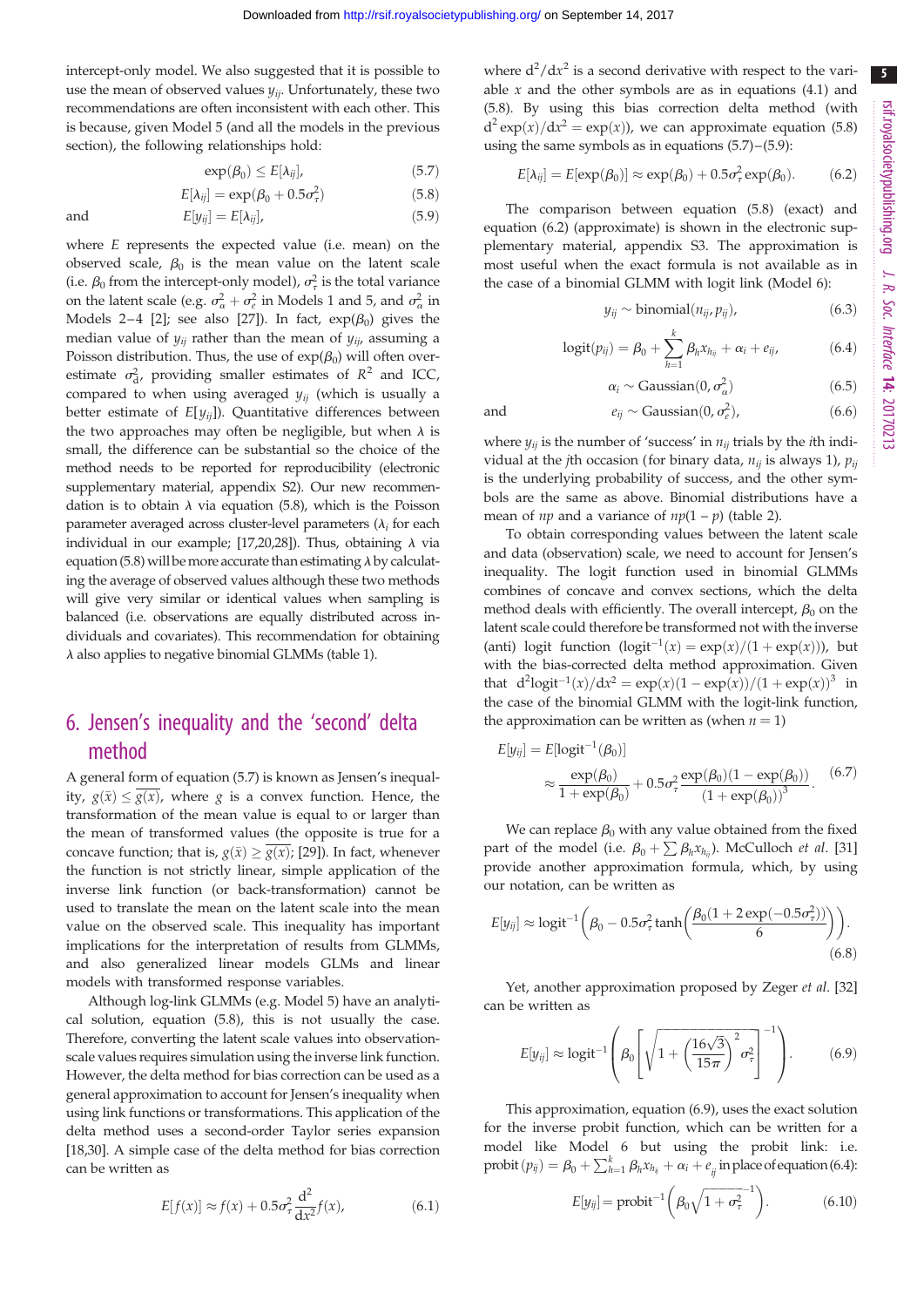intercept-only model. We also suggested that it is possible to use the mean of observed values $y_{ij}$. Unfortunately, these two recommendations are often inconsistent with each other. This is because, given Model 5 (and all the models in the previous section), the following relationships hold:

$$\exp(\beta_0) \leq E[\lambda_{ij}], \tag{5.7}$$

$$E[\lambda_{ij}] = \exp(\beta_0 + 0.5\sigma_\tau^2) \tag{5.8}$$

and

$$E[y_{ij}] = E[\lambda_{ij}], \tag{5.9}$$

where $E$ represents the expected value (i.e. mean) on the observed scale, $\beta_0$ is the mean value on the latent scale (i.e. $\beta_0$ from the intercept-only model), $\sigma_\tau^2$ is the total variance on the latent scale (e.g. $\sigma_\alpha^2 + \sigma_e^2$ in Models 1 and 5, and $\sigma_\alpha^2$ in Models 2–4 [2]; see also [27]). In fact, $\exp(\beta_0)$ gives the median value of $y_{ij}$ rather than the mean of $y_{ij}$, assuming a Poisson distribution. Thus, the use of $\exp(\beta_0)$ will often overestimate $\sigma_d^2$, providing smaller estimates of $R^2$ and ICC, compared to when using averaged $y_{ij}$ (which is usually a better estimate of $E[y_{ij}]$). Quantitative differences between the two approaches may often be negligible, but when $\lambda$ is small, the difference can be substantial so the choice of the method needs to be reported for reproducibility (electronic supplementary material, appendix S2). Our new recommendation is to obtain $\lambda$ via equation (5.8), which is the Poisson parameter averaged across cluster-level parameters ($\lambda_i$ for each individual in our example; [17,20,28]). Thus, obtaining $\lambda$ via equation (5.8) will be more accurate than estimating $\lambda$ by calculating the average of observed values although these two methods will give very similar or identical values when sampling is balanced (i.e. observations are equally distributed across individuals and covariates). This recommendation for obtaining $\lambda$ also applies to negative binomial GLMMs (table 1).

## 6. Jensen's inequality and the 'second' delta method

A general form of equation (5.7) is known as Jensen's inequality, $g(\bar{x}) \leq \overline{g(x)}$, where $g$ is a convex function. Hence, the transformation of the mean value is equal to or larger than the mean of transformed values (the opposite is true for a concave function; that is, $g(\bar{x}) \geq \overline{g(x)}$; [29]). In fact, whenever the function is not strictly linear, simple application of the inverse link function (or back-transformation) cannot be used to translate the mean on the latent scale into the mean value on the observed scale. This inequality has important implications for the interpretation of results from GLMMs, and also generalized linear models GLMs and linear models with transformed response variables.

Although log-link GLMMs (e.g. Model 5) have an analytical solution, equation (5.8), this is not usually the case. Therefore, converting the latent scale values into observation-scale values requires simulation using the inverse link function. However, the delta method for bias correction can be used as a general approximation to account for Jensen's inequality when using link functions or transformations. This application of the delta method uses a second-order Taylor series expansion [18,30]. A simple case of the delta method for bias correction can be written as

$$E[f(x)] \approx f(x) + 0.5\sigma_\tau^2 \frac{d^2}{dx^2} f(x), \tag{6.1}$$

where $d^2/dx^2$ is a second derivative with respect to the variable $x$ and the other symbols are as in equations (4.1) and (5.8). By using this bias correction delta method (with $d^2 \exp(x)/dx^2 = \exp(x)$), we can approximate equation (5.8) using the same symbols as in equations (5.7)–(5.9):

$$E[\lambda_{ij}] = E[\exp(\beta_0)] \approx \exp(\beta_0) + 0.5\sigma_\tau^2 \exp(\beta_0). \tag{6.2}$$

The comparison between equation (5.8) (exact) and equation (6.2) (approximate) is shown in the electronic supplementary material, appendix S3. The approximation is most useful when the exact formula is not available as in the case of a binomial GLMM with logit link (Model 6):

$$y_{ij} \sim \text{binomial}(n_{ij}, p_{ij}), \tag{6.3}$$

$$\text{logit}(p_{ij}) = \beta_0 + \sum_{h=1}^{k} \beta_h x_{h_{ij}} + \alpha_i + e_{ij}, \tag{6.4}$$

$$\alpha_i \sim \text{Gaussian}(0, \sigma_\alpha^2) \tag{6.5}$$

and

$$e_{ij} \sim \text{Gaussian}(0, \sigma_e^2), \tag{6.6}$$

where $y_{ij}$ is the number of 'success' in $n_{ij}$ trials by the $i$th individual at the $j$th occasion (for binary data, $n_{ij}$ is always 1), $p_{ij}$ is the underlying probability of success, and the other symbols are the same as above. Binomial distributions have a mean of $np$ and a variance of $np(1-p)$ (table 2).

To obtain corresponding values between the latent scale and data (observation) scale, we need to account for Jensen's inequality. The logit function used in binomial GLMMs combines of concave and convex sections, which the delta method deals with efficiently. The overall intercept, $\beta_0$ on the latent scale could therefore be transformed not with the inverse (anti) logit function ($\text{logit}^{-1}(x) = \exp(x)/(1+\exp(x))$), but with the bias-corrected delta method approximation. Given that $d^2\text{logit}^{-1}(x)/dx^2 = \exp(x)(1-\exp(x))/(1+\exp(x))^3$ in the case of the binomial GLMM with the logit-link function, the approximation can be written as (when $n = 1$)

$$E[y_{ij}] = E[\text{logit}^{-1}(\beta_0)] \approx \frac{\exp(\beta_0)}{1+\exp(\beta_0)} + 0.5\sigma_\tau^2 \frac{\exp(\beta_0)(1-\exp(\beta_0))}{(1+\exp(\beta_0))^3}. \tag{6.7}$$

We can replace $\beta_0$ with any value obtained from the fixed part of the model (i.e. $\beta_0 + \sum \beta_h x_{h_{ij}}$). McCulloch *et al.* [31] provide another approximation formula, which, by using our notation, can be written as

$$E[y_{ij}] \approx \text{logit}^{-1}\left(\beta_0 - 0.5\sigma_\tau^2 \tanh\left(\frac{\beta_0(1+2\exp(-0.5\sigma_\tau^2))}{6}\right)\right). \tag{6.8}$$

Yet, another approximation proposed by Zeger *et al.* [32] can be written as

$$E[y_{ij}] \approx \text{logit}^{-1}\left(\beta_0\left[\sqrt{1+\left(\frac{16\sqrt{3}}{15\pi}\right)^2 \sigma_\tau^2}\right]^{-1}\right). \tag{6.9}$$

This approximation, equation (6.9), uses the exact solution for the inverse probit function, which can be written for a model like Model 6 but using the probit link: i.e. $\text{probit}(p_{ij}) = \beta_0 + \sum_{h=1}^{k} \beta_h x_{h_{ij}} + \alpha_i + e_{ij}$ in place of equation (6.4):

$$E[y_{ij}] = \text{probit}^{-1}\left(\beta_0 \sqrt{1+\sigma_\tau^2}^{-1}\right). \tag{6.10}$$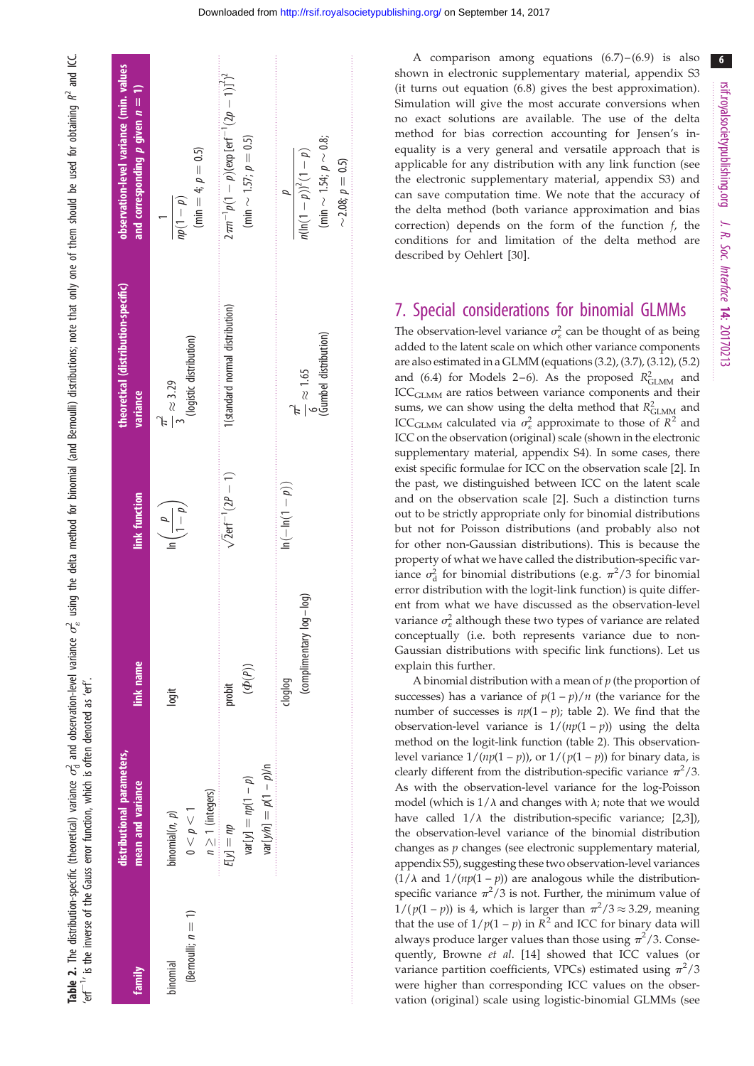**Table 2.** The distribution-specific (theoretical) variance $\sigma_d^2$ and observation-level variance $\sigma_\varepsilon^2$ using the delta method for binomial (and Bernoulli) distributions; note that only one of them should be used for obtaining $R^2$ and ICC. 'erf$^{-1}$' is the inverse of the Gauss error function, which is often denoted as 'erf'.

| family | distributional parameters, mean and variance | link name | link function | theoretical (distribution-specific) variance | observation-level variance (min. values and corresponding $p$ given $n = 1$) |
|---|---|---|---|---|---|
| binomial (Bernoulli; $n = 1$) | binomial($n$, $p$) $0 < p < 1$ $n \geq 1$ (integers) | logit | $\ln\left(\frac{p}{1-p}\right)$ | $\frac{\pi^2}{3} \approx 3.29$ (logistic distribution) | $\frac{1}{np(1-p)}$ (min $= 4$; $p = 0.5$) |
| | $E[y] = np$ $\text{var}[y] = np(1-p)$ $\text{var}[y/n] = p(1-p)/n$ | probit ($\Phi(P)$) | $\sqrt{2}\text{erf}^{-1}(2P-1)$ | 1(standard normal distribution) | $2\pi n^{-1}p(1-p)(\exp[\text{erf}^{-1}(2p-1)]^2)^2$ (min $\sim 1.57$; $p = 0.5$) |
| | | cloglog (complimentary log–log) | $\ln(-\ln(1-p))$ | $\frac{\pi^2}{6} \approx 1.65$ (Gumbel distribution) | $\frac{p}{n(\ln(1-p))^2(1-p)}$ (min $\sim 1.54$; $p \sim 0.8$; $\sim 2.08$; $p = 0.5$) |

A comparison among equations (6.7)–(6.9) is also shown in electronic supplementary material, appendix S3 (it turns out equation (6.8) gives the best approximation). Simulation will give the most accurate estimates when no exact solutions are available. The use of the delta method for bias correction accounting for Jensen's inequality is a very general and versatile approach that is applicable for any distribution with any link function (see the electronic supplementary material, appendix S3) and can save computation time. We note that the accuracy of the delta method (both variance approximation and bias correction) depends on the form of the function $f$, the conditions for and limitation of the delta method are described by Oehlert [30].

## 7. Special considerations for binomial GLMMs

The observation-level variance $\sigma_\varepsilon^2$ can be thought of as being added to the latent scale on which other variance components are also estimated in a GLMM (equations (3.2), (3.7), (3.12), (5.2) and (6.4) for Models 2–6). As the proposed $R^2_{\text{GLMM}}$ and $\text{ICC}_{\text{GLMM}}$ are ratios between variance components and their sums, we can show using the delta method that $R^2_{\text{GLMM}}$ and $\text{ICC}_{\text{GLMM}}$ calculated via $\sigma_\varepsilon^2$ approximate to those of $R^2$ and ICC on the observation (original) scale (shown in the electronic supplementary material, appendix S4). In some cases, there exist specific formulae for ICC on the observation scale [2]. In the past, we distinguished between ICC on the latent scale and on the observation scale [2]. Such a distinction turns out to be strictly appropriate only for binomial distributions but not for Poisson distributions (and probably also not for other non-Gaussian distributions). This is because the property of what we have called the distribution-specific variance $\sigma_d^2$ for binomial distributions (e.g. $\pi^2/3$ for binomial error distribution with the logit-link function) is quite different from what we have discussed as the observation-level variance $\sigma_\varepsilon^2$ although these two types of variance are related conceptually (i.e. both represents variance due to non-Gaussian distributions with specific link functions). Let us explain this further.

A binomial distribution with a mean of $p$ (the proportion of successes) has a variance of $p(1-p)/n$ (the variance for the number of successes is $np(1-p)$; table 2). We find that the observation-level variance is $1/(np(1-p))$ using the delta method on the logit-link function (table 2). This observation-level variance $1/(np(1-p))$, or $1/(p(1-p))$ for binary data, is clearly different from the distribution-specific variance $\pi^2/3$. As with the observation-level variance for the log-Poisson model (which is $1/\lambda$ and changes with $\lambda$; note that we would have called $1/\lambda$ the distribution-specific variance; [2,3]), the observation-level variance of the binomial distribution changes as $p$ changes (see electronic supplementary material, appendix S5), suggesting these two observation-level variances ($1/\lambda$ and $1/(np(1-p))$) are analogous while the distribution-specific variance $\pi^2/3$ is not. Further, the minimum value of $1/(p(1-p))$ is 4, which is larger than $\pi^2/3 \approx 3.29$, meaning that the use of $1/p(1-p)$ in $R^2$ and ICC for binary data will always produce larger values than those using $\pi^2/3$. Consequently, Browne *et al.* [14] showed that ICC values (or variance partition coefficients, VPCs) estimated using $\pi^2/3$ were higher than corresponding ICC values on the observation (original) scale using logistic-binomial GLMMs (see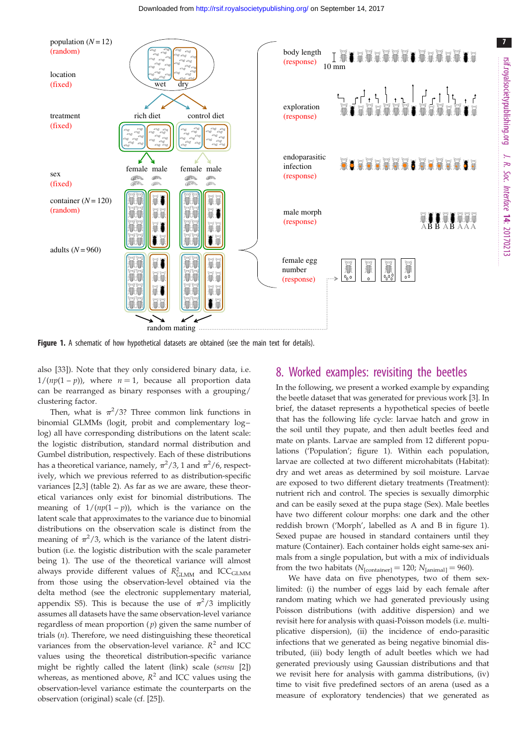population (N = 12)
(random)

location
(fixed)

wet dry

treatment
(fixed)

rich diet control diet

sex
(fixed)

female male female male

container (N = 120)
(random)

adults (N = 960)

random mating

body length
(response)

10 mm

exploration
(response)

endoparasitic infection
(response)

male morph
(response)

A B B A B A A A

female egg number
(response)

**Figure 1.** A schematic of how hypothetical datasets are obtained (see the main text for details).

also [33]). Note that they only considered binary data, i.e. $1/(np(1-p))$, where $n = 1$, because all proportion data can be rearranged as binary responses with a grouping/clustering factor.

Then, what is $\pi^2/3$? Three common link functions in binomial GLMMs (logit, probit and complementary log–log) all have corresponding distributions on the latent scale: the logistic distribution, standard normal distribution and Gumbel distribution, respectively. Each of these distributions has a theoretical variance, namely, $\pi^2/3$, 1 and $\pi^2/6$, respectively, which we previous referred to as distribution-specific variances [2,3] (table 2). As far as we are aware, these theoretical variances only exist for binomial distributions. The meaning of $1/(np(1-p))$, which is the variance on the latent scale that approximates to the variance due to binomial distributions on the observation scale is distinct from the meaning of $\pi^2/3$, which is the variance of the latent distribution (i.e. the logistic distribution with the scale parameter being 1). The use of the theoretical variance will almost always provide different values of $R^2_{\mathrm{GLMM}}$ and $\mathrm{ICC}_{\mathrm{GLMM}}$ from those using the observation-level obtained via the delta method (see the electronic supplementary material, appendix S5). This is because the use of $\pi^2/3$ implicitly assumes all datasets have the same observation-level variance regardless of mean proportion ($p$) given the same number of trials ($n$). Therefore, we need distinguishing these theoretical variances from the observation-level variance. $R^2$ and ICC values using the theoretical distribution-specific variance might be rightly called the latent (link) scale (*sensu* [2]) whereas, as mentioned above, $R^2$ and ICC values using the observation-level variance estimate the counterparts on the observation (original) scale (cf. [25]).

## 8. Worked examples: revisiting the beetles

In the following, we present a worked example by expanding the beetle dataset that was generated for previous work [3]. In brief, the dataset represents a hypothetical species of beetle that has the following life cycle: larvae hatch and grow in the soil until they pupate, and then adult beetles feed and mate on plants. Larvae are sampled from 12 different populations ('Population'; figure 1). Within each population, larvae are collected at two different microhabitats (Habitat): dry and wet areas as determined by soil moisture. Larvae are exposed to two different dietary treatments (Treatment): nutrient rich and control. The species is sexually dimorphic and can be easily sexed at the pupa stage (Sex). Male beetles have two different colour morphs: one dark and the other reddish brown ('Morph', labelled as A and B in figure 1). Sexed pupae are housed in standard containers until they mature (Container). Each container holds eight same-sex animals from a single population, but with a mix of individuals from the two habitats ($N_{[\mathrm{container}]} = 120$; $N_{[\mathrm{animal}]} = 960$).

We have data on five phenotypes, two of them sex-limited: (i) the number of eggs laid by each female after random mating which we had generated previously using Poisson distributions (with additive dispersion) and we revisit here for analysis with quasi-Poisson models (i.e. multiplicative dispersion), (ii) the incidence of endo-parasitic infections that we generated as being negative binomial distributed, (iii) body length of adult beetles which we had generated previously using Gaussian distributions and that we revisit here for analysis with gamma distributions, (iv) time to visit five predefined sectors of an arena (used as a measure of exploratory tendencies) that we generated as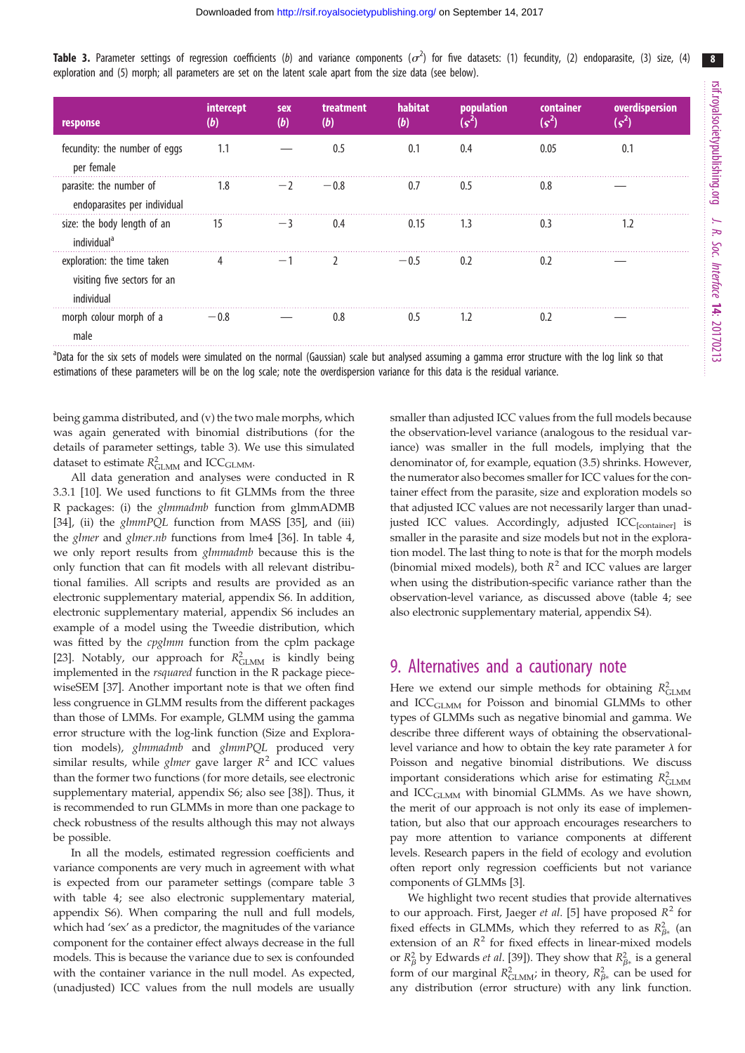**Table 3.** Parameter settings of regression coefficients ($b$) and variance components ($\sigma^2$) for five datasets: (1) fecundity, (2) endoparasite, (3) size, (4) exploration and (5) morph; all parameters are set on the latent scale apart from the size data (see below).

| response | intercept ($b$) | sex ($b$) | treatment ($b$) | habitat ($b$) | population ($s^2$) | container ($s^2$) | overdispersion ($s^2$) |
|---|---|---|---|---|---|---|---|
| fecundity: the number of eggs per female | 1.1 | — | 0.5 | 0.1 | 0.4 | 0.05 | 0.1 |
| parasite: the number of endoparasites per individual | 1.8 | −2 | −0.8 | 0.7 | 0.5 | 0.8 | — |
| size: the body length of an individual[a] | 15 | −3 | 0.4 | 0.15 | 1.3 | 0.3 | 1.2 |
| exploration: the time taken visiting five sectors for an individual | 4 | −1 | 2 | −0.5 | 0.2 | 0.2 | — |
| morph colour morph of a male | −0.8 | — | 0.8 | 0.5 | 1.2 | 0.2 | — |

[a]Data for the six sets of models were simulated on the normal (Gaussian) scale but analysed assuming a gamma error structure with the log link so that estimations of these parameters will be on the log scale; note the overdispersion variance for this data is the residual variance.

being gamma distributed, and (v) the two male morphs, which was again generated with binomial distributions (for the details of parameter settings, table 3). We use this simulated dataset to estimate $R^2_{\mathrm{GLMM}}$ and $\mathrm{ICC}_{\mathrm{GLMM}}$.

All data generation and analyses were conducted in R 3.3.1 [10]. We used functions to fit GLMMs from the three R packages: (i) the *glmmadmb* function from glmmADMB [34], (ii) the *glmmPQL* function from MASS [35], and (iii) the *glmer* and *glmer.nb* functions from lme4 [36]. In table 4, we only report results from *glmmadmb* because this is the only function that can fit models with all relevant distributional families. All scripts and results are provided as an electronic supplementary material, appendix S6. In addition, electronic supplementary material, appendix S6 includes an example of a model using the Tweedie distribution, which was fitted by the *cpglmm* function from the cplm package [23]. Notably, our approach for $R^2_{\mathrm{GLMM}}$ is kindly being implemented in the *rsquared* function in the R package piecewiseSEM [37]. Another important note is that we often find less congruence in GLMM results from the different packages than those of LMMs. For example, GLMM using the gamma error structure with the log-link function (Size and Exploration models), *glmmadmb* and *glmmPQL* produced very similar results, while *glmer* gave larger $R^2$ and ICC values than the former two functions (for more details, see electronic supplementary material, appendix S6; also see [38]). Thus, it is recommended to run GLMMs in more than one package to check robustness of the results although this may not always be possible.

In all the models, estimated regression coefficients and variance components are very much in agreement with what is expected from our parameter settings (compare table 3 with table 4; see also electronic supplementary material, appendix S6). When comparing the null and full models, which had 'sex' as a predictor, the magnitudes of the variance component for the container effect always decrease in the full models. This is because the variance due to sex is confounded with the container variance in the null model. As expected, (unadjusted) ICC values from the null models are usually smaller than adjusted ICC values from the full models because the observation-level variance (analogous to the residual variance) was smaller in the full models, implying that the denominator of, for example, equation (3.5) shrinks. However, the numerator also becomes smaller for ICC values for the container effect from the parasite, size and exploration models so that adjusted ICC values are not necessarily larger than unadjusted ICC values. Accordingly, adjusted $\mathrm{ICC}_{[\mathrm{container}]}$ is smaller in the parasite and size models but not in the exploration model. The last thing to note is that for the morph models (binomial mixed models), both $R^2$ and ICC values are larger when using the distribution-specific variance rather than the observation-level variance, as discussed above (table 4; see also electronic supplementary material, appendix S4).

## 9. Alternatives and a cautionary note

Here we extend our simple methods for obtaining $R^2_{\mathrm{GLMM}}$ and $\mathrm{ICC}_{\mathrm{GLMM}}$ for Poisson and binomial GLMMs to other types of GLMMs such as negative binomial and gamma. We describe three different ways of obtaining the observational-level variance and how to obtain the key rate parameter $\lambda$ for Poisson and negative binomial distributions. We discuss important considerations which arise for estimating $R^2_{\mathrm{GLMM}}$ and $\mathrm{ICC}_{\mathrm{GLMM}}$ with binomial GLMMs. As we have shown, the merit of our approach is not only its ease of implementation, but also that our approach encourages researchers to pay more attention to variance components at different levels. Research papers in the field of ecology and evolution often report only regression coefficients but not variance components of GLMMs [3].

We highlight two recent studies that provide alternatives to our approach. First, Jaeger *et al.* [5] have proposed $R^2$ for fixed effects in GLMMs, which they referred to as $R^2_{\beta*}$ (an extension of an $R^2$ for fixed effects in linear-mixed models or $R^2_{\beta}$ by Edwards *et al.* [39]). They show that $R^2_{\beta*}$ is a general form of our marginal $R^2_{\mathrm{GLMM}}$; in theory, $R^2_{\beta*}$ can be used for any distribution (error structure) with any link function.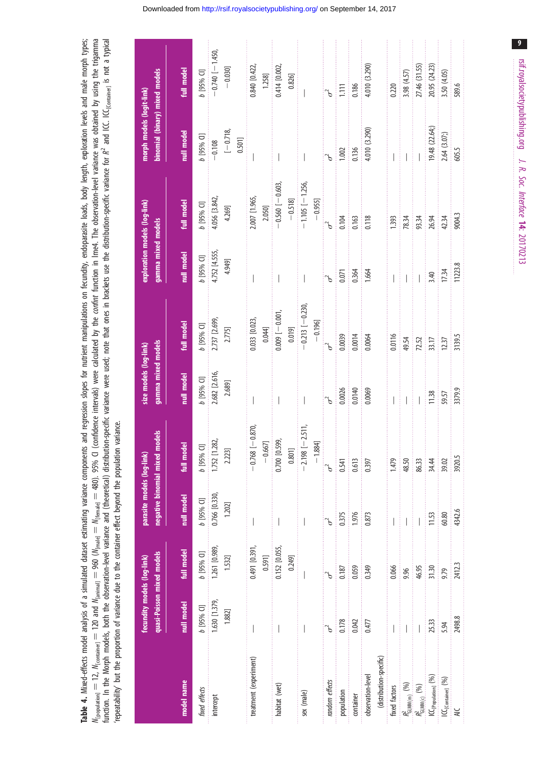**Table 4.** Mixed-effects model analysis of a simulated dataset estimating variance components and regression slopes for nutrient manipulations on fecundity, endoparasite loads, body length, exploration levels and male morph types; $N_{[population]} = 12$, $N_{[container]} = 120$ and $N_{[animal]} = 960$ ($N_{[male]} = N_{[female]} = 480$). 95% CI (confidence intervals) were calculated by the *confint* function in lme4. The observation-level variance was obtained by using the trigamma function. In the Morph models, both the observation-level variance and (theoretical) distribution-specific variance were used; note that ones in brackets use the distribution-specific variance for $R^2$ and ICC. $ICC_{(Container)}$ is not a typical 'repeatability' but the proportion of variance due to the container effect beyond the population variance.

| model name | fecundity models (log-link) quasi-Poisson mixed models | | parasite models (log-link) negative binomial mixed models | | size models (log-link) gamma mixed models | | exploration models (log-link) gamma mixed models | | morph models (logit-link) binomial (binary) mixed models | |
|---|---|---|---|---|---|---|---|---|---|---|
| | null model | full model | null model | full model | null model | full model | null model | full model | null model | full model |
| *fixed effects* | *b* [95% CI] | *b* [95% CI] | *b* [95% CI] | *b* [95% CI] | *b* [95% CI] | *b* [95% CI] | *b* [95% CI] | *b* [95% CI] | *b* [95% CI] | *b* [95% CI] |
| intercept | 1.630 [1.379, 1.882] | 1.261 [0.989, 1.532] | 0.766 [0.330, 1.202] | 1.752 [1.282, 2.223] | 2.682 [2.616, 2.689] | 2.737 [2.699, 2.775] | 4.752 [4.555, 4.949] | 4.056 [3.842, 4.269] | −0.108 [−0.718, 0.501] | −0.740 [−1.450, −0.030] |
| treatment (experiment) | — | 0.491 [0.391, 0.591] | — | −0.768 [−0.870, −0.667] | — | 0.033 [0.023, 0.044] | — | 2.007 [1.965, 2.050] | — | 0.840 [0.422, 1.258] |
| habitat (wet) | — | 0.152 [0.055, 0.249] | — | 0.700 [0.599, 0.801] | — | 0.009 [−0.001, 0.019] | — | −0.560 [−0.603, −0.518] | — | 0.414 [0.002, 0.826] |
| sex (male) | — | — | — | −2.198 [−2.511, −1.884] | — | −0.213 [−0.230, −0.196] | — | −1.105 [−1.256, −0.955] | — | — |
| *random effects* | $\sigma^2$ | $\sigma^2$ | $\sigma^2$ | $\sigma^2$ | $\sigma^2$ | $\sigma^2$ | $\sigma^2$ | $\sigma^2$ | $\sigma^2$ | $\sigma^2$ |
| population | 0.178 | 0.187 | 0.375 | 0.541 | 0.0026 | 0.0039 | 0.071 | 0.104 | 1.002 | 1.111 |
| container | 0.042 | 0.059 | 1.976 | 0.613 | 0.0140 | 0.0014 | 0.364 | 0.163 | 0.136 | 0.186 |
| observation-level (distribution-specific) | 0.477 | 0.349 | 0.873 | 0.397 | 0.0069 | 0.0064 | 1.664 | 0.118 | 4.010 (3.290) | 4.010 (3.290) |
| fixed factors | — | 0.066 | — | 1.479 | — | 0.0116 | — | 1.393 | — | 0.220 |
| $R^2_{GLMM(m)}$ (%) | — | 9.96 | — | 48.50 | — | 49.54 | — | 78.34 | — | 3.98 (4.57) |
| $R^2_{GLMM(c)}$ (%) | — | 46.95 | — | 86.33 | — | 72.52 | — | 93.34 | — | 27.46 (31.55) |
| $ICC_{(Population)}$ (%) | 25.33 | 31.30 | 11.53 | 34.44 | 11.38 | 33.17 | 3.40 | 26.94 | 19.48 (22.64;) | 20.95 (24.23) |
| $ICC_{(Container)}$ (%) | 5.94 | 9.79 | 60.80 | 39.02 | 59.57 | 12.37 | 17.34 | 42.34 | 2.64 (3.07;) | 3.50 (4.05) |
| AIC | 2498.8 | 2412.3 | 4342.6 | 3920.5 | 3379.9 | 3139.5 | 11223.8 | 9004.3 | 605.5 | 589.6 |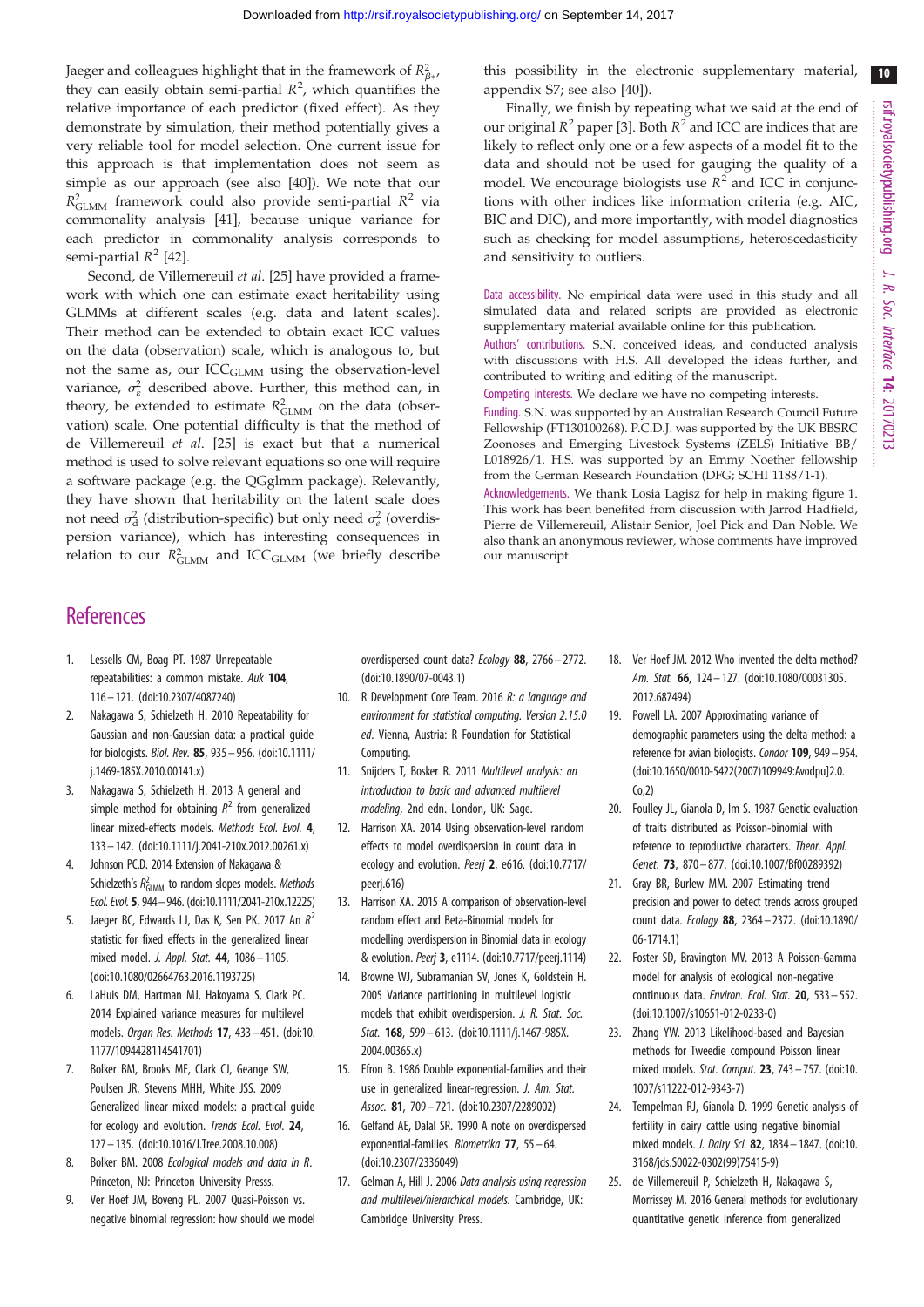Jaeger and colleagues highlight that in the framework of $R^2_{\beta*}$, they can easily obtain semi-partial $R^2$, which quantifies the relative importance of each predictor (fixed effect). As they demonstrate by simulation, their method potentially gives a very reliable tool for model selection. One current issue for this approach is that implementation does not seem as simple as our approach (see also [40]). We note that our $R^2_{\text{GLMM}}$ framework could also provide semi-partial $R^2$ via commonality analysis [41], because unique variance for each predictor in commonality analysis corresponds to semi-partial $R^2$ [42].

Second, de Villemereuil *et al*. [25] have provided a framework with which one can estimate exact heritability using GLMMs at different scales (e.g. data and latent scales). Their method can be extended to obtain exact ICC values on the data (observation) scale, which is analogous to, but not the same as, our $\text{ICC}_{\text{GLMM}}$ using the observation-level variance, $\sigma^2_\varepsilon$ described above. Further, this method can, in theory, be extended to estimate $R^2_{\text{GLMM}}$ on the data (observation) scale. One potential difficulty is that the method of de Villemereuil *et al*. [25] is exact but that a numerical method is used to solve relevant equations so one will require a software package (e.g. the QGglmm package). Relevantly, they have shown that heritability on the latent scale does not need $\sigma^2_d$ (distribution-specific) but only need $\sigma^2_e$ (overdispersion variance), which has interesting consequences in relation to our $R^2_{\text{GLMM}}$ and $\text{ICC}_{\text{GLMM}}$ (we briefly describe this possibility in the electronic supplementary material, appendix S7; see also [40]).

Finally, we finish by repeating what we said at the end of our original $R^2$ paper [3]. Both $R^2$ and ICC are indices that are likely to reflect only one or a few aspects of a model fit to the data and should not be used for gauging the quality of a model. We encourage biologists use $R^2$ and ICC in conjunctions with other indices like information criteria (e.g. AIC, BIC and DIC), and more importantly, with model diagnostics such as checking for model assumptions, heteroscedasticity and sensitivity to outliers.

Data accessibility. No empirical data were used in this study and all simulated data and related scripts are provided as electronic supplementary material available online for this publication.

Authors' contributions. S.N. conceived ideas, and conducted analysis with discussions with H.S. All developed the ideas further, and contributed to writing and editing of the manuscript.

Competing interests. We declare we have no competing interests.

Funding. S.N. was supported by an Australian Research Council Future Fellowship (FT130100268). P.C.D.J. was supported by the UK BBSRC Zoonoses and Emerging Livestock Systems (ZELS) Initiative BB/L018926/1. H.S. was supported by an Emmy Noether fellowship from the German Research Foundation (DFG; SCHI 1188/1-1).

Acknowledgements. We thank Losia Lagisz for help in making figure 1. This work has been benefited from discussion with Jarrod Hadfield, Pierre de Villemereuil, Alistair Senior, Joel Pick and Dan Noble. We also thank an anonymous reviewer, whose comments have improved our manuscript.

## References

1. Lessells CM, Boag PT. 1987 Unrepeatable repeatabilities: a common mistake. *Auk* **104**, 116–121. (doi:10.2307/4087240)
2. Nakagawa S, Schielzeth H. 2010 Repeatability for Gaussian and non-Gaussian data: a practical guide for biologists. *Biol. Rev.* **85**, 935–956. (doi:10.1111/j.1469-185X.2010.00141.x)
3. Nakagawa S, Schielzeth H. 2013 A general and simple method for obtaining $R^2$ from generalized linear mixed-effects models. *Methods Ecol. Evol.* **4**, 133–142. (doi:10.1111/j.2041-210x.2012.00261.x)
4. Johnson PCD. 2014 Extension of Nakagawa & Schielzeth's $R^2_{\text{GLMM}}$ to random slopes models. *Methods Ecol. Evol.* **5**, 944–946. (doi:10.1111/2041-210x.12225)
5. Jaeger BC, Edwards LJ, Das K, Sen PK. 2017 An $R^2$ statistic for fixed effects in the generalized linear mixed model. *J. Appl. Stat.* **44**, 1086–1105. (doi:10.1080/02664763.2016.1193725)
6. LaHuis DM, Hartman MJ, Hakoyama S, Clark PC. 2014 Explained variance measures for multilevel models. *Organ Res. Methods* **17**, 433–451. (doi:10.1177/1094428114541701)
7. Bolker BM, Brooks ME, Clark CJ, Geange SW, Poulsen JR, Stevens MHH, White JSS. 2009 Generalized linear mixed models: a practical guide for ecology and evolution. *Trends Ecol. Evol.* **24**, 127–135. (doi:10.1016/J.Tree.2008.10.008)
8. Bolker BM. 2008 *Ecological models and data in R*. Princeton, NJ: Princeton University Presss.
9. Ver Hoef JM, Boveng PL. 2007 Quasi-Poisson vs. negative binomial regression: how should we model overdispersed count data? *Ecology* **88**, 2766–2772. (doi:10.1890/07-0043.1)
10. R Development Core Team. 2016 *R: a language and environment for statistical computing. Version 2.15.0 ed*. Vienna, Austria: R Foundation for Statistical Computing.
11. Snijders T, Bosker R. 2011 *Multilevel analysis: an introduction to basic and advanced multilevel modeling*, 2nd edn. London, UK: Sage.
12. Harrison XA. 2014 Using observation-level random effects to model overdispersion in count data in ecology and evolution. *Peerj* **2**, e616. (doi:10.7717/peerj.616)
13. Harrison XA. 2015 A comparison of observation-level random effect and Beta-Binomial models for modelling overdispersion in Binomial data in ecology & evolution. *Peerj* **3**, e1114. (doi:10.7717/peerj.1114)
14. Browne WJ, Subramanian SV, Jones K, Goldstein H. 2005 Variance partitioning in multilevel logistic models that exhibit overdispersion. *J. R. Stat. Soc. Stat.* **168**, 599–613. (doi:10.1111/j.1467-985X.2004.00365.x)
15. Efron B. 1986 Double exponential-families and their use in generalized linear-regression. *J. Am. Stat. Assoc.* **81**, 709–721. (doi:10.2307/2289002)
16. Gelfand AE, Dalal SR. 1990 A note on overdispersed exponential-families. *Biometrika* **77**, 55–64. (doi:10.2307/2336049)
17. Gelman A, Hill J. 2006 *Data analysis using regression and multilevel/hierarchical models*. Cambridge, UK: Cambridge University Press.
18. Ver Hoef JM. 2012 Who invented the delta method? *Am. Stat.* **66**, 124–127. (doi:10.1080/00031305.2012.687494)
19. Powell LA. 2007 Approximating variance of demographic parameters using the delta method: a reference for avian biologists. *Condor* **109**, 949–954. (doi:10.1650/0010-5422(2007)109949:Avodpu]2.0.Co;2)
20. Foulley JL, Gianola D, Im S. 1987 Genetic evaluation of traits distributed as Poisson-binomial with reference to reproductive characters. *Theor. Appl. Genet.* **73**, 870–877. (doi:10.1007/Bf00289392)
21. Gray BR, Burlew MM. 2007 Estimating trend precision and power to detect trends across grouped count data. *Ecology* **88**, 2364–2372. (doi:10.1890/06-1714.1)
22. Foster SD, Bravington MV. 2013 A Poisson-Gamma model for analysis of ecological non-negative continuous data. *Environ. Ecol. Stat.* **20**, 533–552. (doi:10.1007/s10651-012-0233-0)
23. Zhang YW. 2013 Likelihood-based and Bayesian methods for Tweedie compound Poisson linear mixed models. *Stat. Comput.* **23**, 743–757. (doi:10.1007/s11222-012-9343-7)
24. Tempelman RJ, Gianola D. 1999 Genetic analysis of fertility in dairy cattle using negative binomial mixed models. *J. Dairy Sci.* **82**, 1834–1847. (doi:10.3168/jds.S0022-0302(99)75415-9)
25. de Villemereuil P, Schielzeth H, Nakagawa S, Morrissey M. 2016 General methods for evolutionary quantitative genetic inference from generalized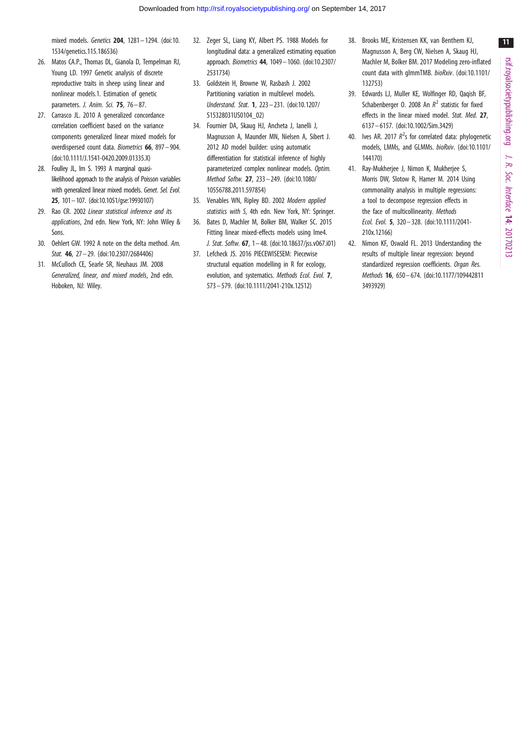mixed models. *Genetics* **204**, 1281–1294. (doi:10.1534/genetics.115.186536)

26. Matos CA.P., Thomas DL, Gianola D, Tempelman RJ, Young LD. 1997 Genetic analysis of discrete reproductive traits in sheep using linear and nonlinear models.1. Estimation of genetic parameters. *J. Anim. Sci.* **75**, 76–87.
27. Carrasco JL. 2010 A generalized concordance correlation coefficient based on the variance components generalized linear mixed models for overdispersed count data. *Biometrics* **66**, 897–904. (doi:10.1111/J.1541-0420.2009.01335.X)
28. Foulley JL, Im S. 1993 A marginal quasi-likelihood approach to the analysis of Poisson variables with generalized linear mixed models. *Genet. Sel. Evol.* **25**, 101–107. (doi:10.1051/gse:19930107)
29. Rao CR. 2002 *Linear statistical inference and its applications*, 2nd edn. New York, NY: John Wiley & Sons.
30. Oehlert GW. 1992 A note on the delta method. *Am. Stat.* **46**, 27–29. (doi:10.2307/2684406)
31. McCulloch CE, Searle SR, Neuhaus JM. 2008 *Generalized, linear, and mixed models*, 2nd edn. Hoboken, NJ: Wiley.
32. Zeger SL, Liang KY, Albert PS. 1988 Models for longitudinal data: a generalized estimating equation approach. *Biometrics* **44**, 1049–1060. (doi:10.2307/2531734)
33. Goldstein H, Browne W, Rasbash J. 2002 Partitioning variation in multilevel models. *Understand. Stat.* **1**, 223–231. (doi:10.1207/S15328031US0104_02)
34. Fournier DA, Skaug HJ, Ancheta J, Ianelli J, Magnusson A, Maunder MN, Nielsen A, Sibert J. 2012 AD model builder: using automatic differentiation for statistical inference of highly parameterized complex nonlinear models. *Optim. Method Softw.* **27**, 233–249. (doi:10.1080/10556788.2011.597854)
35. Venables WN, Ripley BD. 2002 *Modern applied statistics with S*, 4th edn. New York, NY: Springer.
36. Bates D, Machler M, Bolker BM, Walker SC. 2015 Fitting linear mixed-effects models using lme4. *J. Stat. Softw.* **67**, 1–48. (doi:10.18637/jss.v067.i01)
37. Lefcheck JS. 2016 PIECEWISESEM: Piecewise structural equation modelling in R for ecology, evolution, and systematics. *Methods Ecol. Evol.* **7**, 573–579. (doi:10.1111/2041-210x.12512)
38. Brooks ME, Kristensen KK, van Benthem KJ, Magnusson A, Berg CW, Nielsen A, Skaug HJ, Machler M, Bolker BM. 2017 Modeling zero-inflated count data with glmmTMB. *bioRxiv*. (doi:10.1101/132753)
39. Edwards LJ, Muller KE, Wolfinger RD, Qaqish BF, Schabenberger O. 2008 An $R^2$ statistic for fixed effects in the linear mixed model. *Stat. Med.* **27**, 6137–6157. (doi:10.1002/Sim.3429)
40. Ives AR. 2017 $R^2$s for correlated data: phylogenetic models, LMMs, and GLMMs. *bioRxiv*. (doi:10.1101/144170)
41. Ray-Mukherjee J, Nimon K, Mukherjee S, Morris DW, Slotow R, Hamer M. 2014 Using commonality analysis in multiple regressions: a tool to decompose regression effects in the face of multicollinearity. *Methods Ecol. Evol.* **5**, 320–328. (doi:10.1111/2041-210x.12166)
42. Nimon KF, Oswald FL. 2013 Understanding the results of multiple linear regression: beyond standardized regression coefficients. *Organ Res. Methods* **16**, 650–674. (doi:10.1177/1094428113493929)